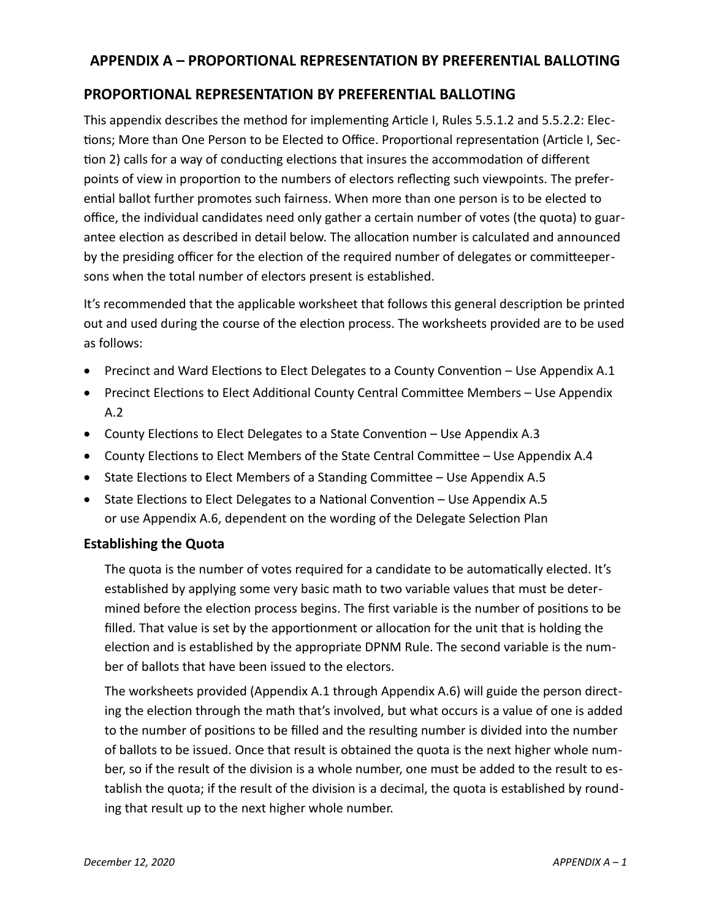# APPENDIX A – PROPORTIONAL REPRESENTATION BY PREFERENTIAL BALLOTING

## PROPORTIONAL REPRESENTATION BY PREFERENTIAL BALLOTING

This appendix describes the method for implementing Article I, Rules 5.5.1.2 and 5.5.2.2: Elections; More than One Person to be Elected to Office. Proportional representation (Article I, Section 2) calls for a way of conducting elections that insures the accommodation of different points of view in proportion to the numbers of electors reflecting such viewpoints. The preferential ballot further promotes such fairness. When more than one person is to be elected to office, the individual candidates need only gather a certain number of votes (the quota) to guarantee election as described in detail below. The allocation number is calculated and announced by the presiding officer for the election of the required number of delegates or committeepersons when the total number of electors present is established.

It's recommended that the applicable worksheet that follows this general description be printed out and used during the course of the election process. The worksheets provided are to be used as follows:

- Precinct and Ward Elections to Elect Delegates to a County Convention – Use Appendix A.1
- Precinct Elections to Elect Additional County Central Committee Members – Use Appendix A.2
- County Elections to Elect Delegates to a State Convention – Use Appendix A.3
- County Elections to Elect Members of the State Central Committee – Use Appendix A.4
- State Elections to Elect Members of a Standing Committee – Use Appendix A.5
- State Elections to Elect Delegates to a National Convention – Use Appendix A.5 or use Appendix A.6, dependent on the wording of the Delegate Selection Plan

### Establishing the Quota

The quota is the number of votes required for a candidate to be automatically elected. It's established by applying some very basic math to two variable values that must be determined before the election process begins. The first variable is the number of positions to be filled. That value is set by the apportionment or allocation for the unit that is holding the election and is established by the appropriate DPNM Rule. The second variable is the number of ballots that have been issued to the electors.

The worksheets provided (Appendix A.1 through Appendix A.6) will guide the person directing the election through the math that's involved, but what occurs is a value of one is added to the number of positions to be filled and the resulting number is divided into the number of ballots to be issued. Once that result is obtained the quota is the next higher whole number, so if the result of the division is a whole number, one must be added to the result to establish the quota; if the result of the division is a decimal, the quota is established by rounding that result up to the next higher whole number.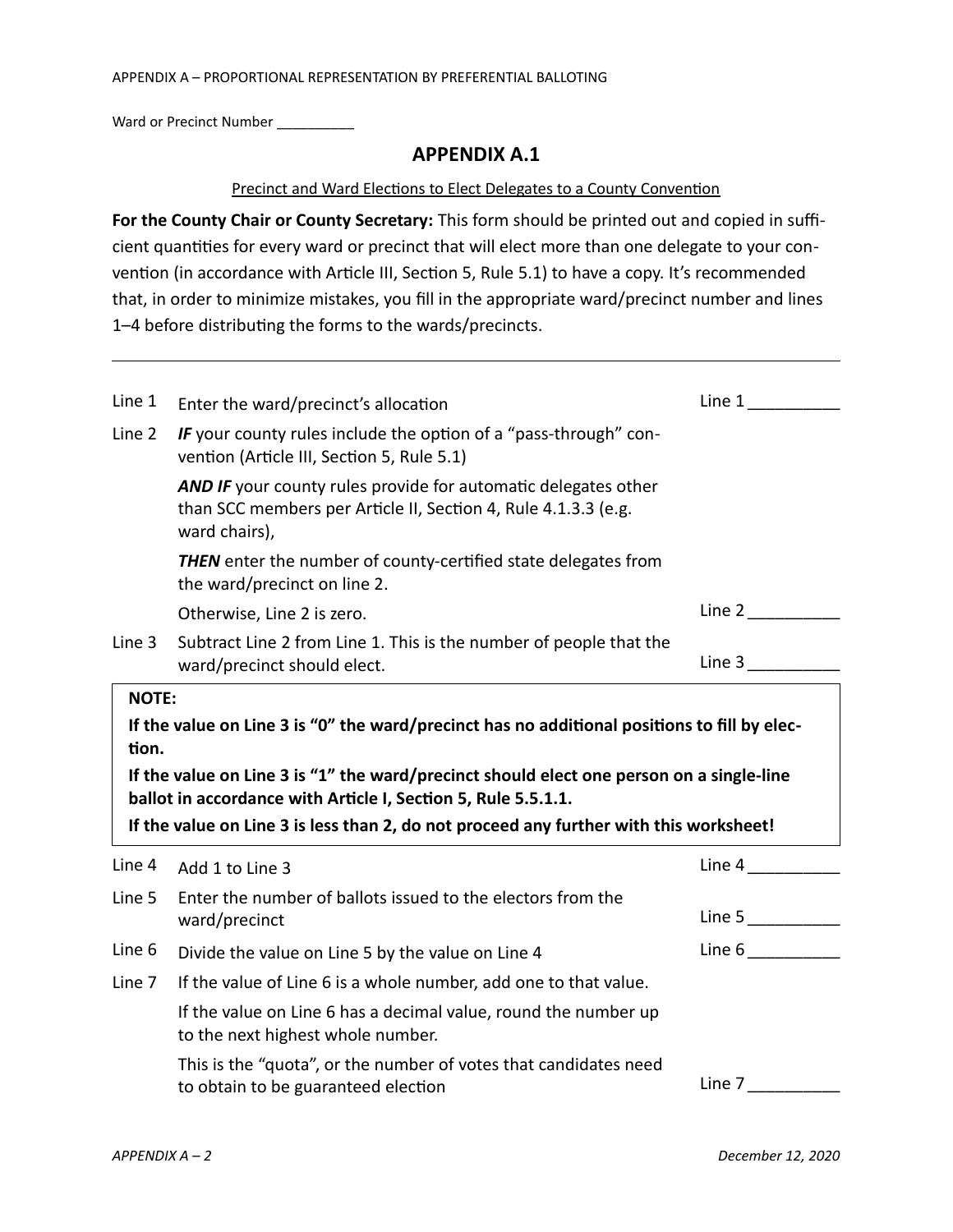Ward or Precinct Number __________

## APPENDIX A.1

Precinct and Ward Elections to Elect Delegates to a County Convention

**For the County Chair or County Secretary:** This form should be printed out and copied in sufficient quantities for every ward or precinct that will elect more than one delegate to your convention (in accordance with Article III, Section 5, Rule 5.1) to have a copy. It's recommended that, in order to minimize mistakes, you fill in the appropriate ward/precinct number and lines 1–4 before distributing the forms to the wards/precincts.

---

Line 1 Enter the ward/precinct's allocation — Line 1 __________

Line 2 ***IF*** your county rules include the option of a "pass-through" convention (Article III, Section 5, Rule 5.1)

***AND IF*** your county rules provide for automatic delegates other than SCC members per Article II, Section 4, Rule 4.1.3.3 (e.g. ward chairs),

***THEN*** enter the number of county-certified state delegates from the ward/precinct on line 2.

Otherwise, Line 2 is zero. — Line 2 __________

Line 3 Subtract Line 2 from Line 1. This is the number of people that the ward/precinct should elect. — Line 3 __________

> **NOTE:**
>
> **If the value on Line 3 is "0" the ward/precinct has no additional positions to fill by election.**
>
> **If the value on Line 3 is "1" the ward/precinct should elect one person on a single-line ballot in accordance with Article I, Section 5, Rule 5.5.1.1.**
>
> **If the value on Line 3 is less than 2, do not proceed any further with this worksheet!**

Line 4 Add 1 to Line 3 — Line 4 __________

Line 5 Enter the number of ballots issued to the electors from the ward/precinct — Line 5 __________

Line 6 Divide the value on Line 5 by the value on Line 4 — Line 6 __________

Line 7 If the value of Line 6 is a whole number, add one to that value.

If the value on Line 6 has a decimal value, round the number up to the next highest whole number.

This is the "quota", or the number of votes that candidates need to obtain to be guaranteed election — Line 7 __________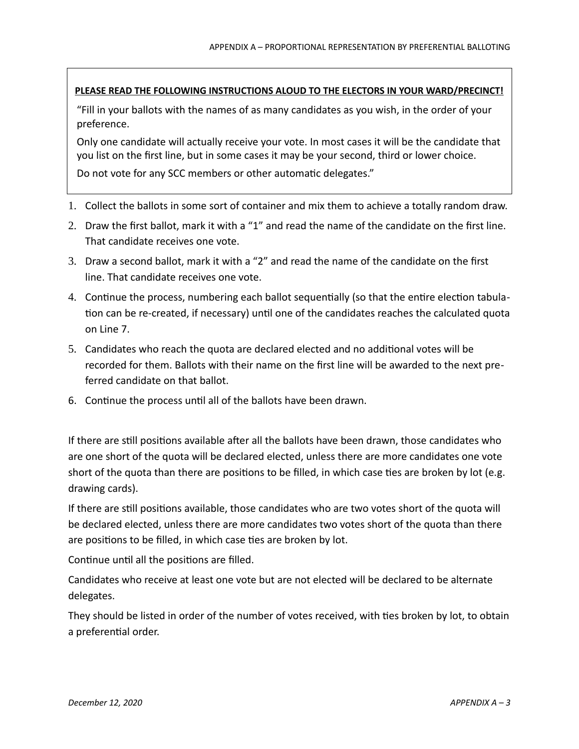**PLEASE READ THE FOLLOWING INSTRUCTIONS ALOUD TO THE ELECTORS IN YOUR WARD/PRECINCT!**

"Fill in your ballots with the names of as many candidates as you wish, in the order of your preference.

Only one candidate will actually receive your vote. In most cases it will be the candidate that you list on the first line, but in some cases it may be your second, third or lower choice.

Do not vote for any SCC members or other automatic delegates."

1. Collect the ballots in some sort of container and mix them to achieve a totally random draw.
2. Draw the first ballot, mark it with a "1" and read the name of the candidate on the first line. That candidate receives one vote.
3. Draw a second ballot, mark it with a "2" and read the name of the candidate on the first line. That candidate receives one vote.
4. Continue the process, numbering each ballot sequentially (so that the entire election tabulation can be re-created, if necessary) until one of the candidates reaches the calculated quota on Line 7.
5. Candidates who reach the quota are declared elected and no additional votes will be recorded for them. Ballots with their name on the first line will be awarded to the next preferred candidate on that ballot.
6. Continue the process until all of the ballots have been drawn.

If there are still positions available after all the ballots have been drawn, those candidates who are one short of the quota will be declared elected, unless there are more candidates one vote short of the quota than there are positions to be filled, in which case ties are broken by lot (e.g. drawing cards).

If there are still positions available, those candidates who are two votes short of the quota will be declared elected, unless there are more candidates two votes short of the quota than there are positions to be filled, in which case ties are broken by lot.

Continue until all the positions are filled.

Candidates who receive at least one vote but are not elected will be declared to be alternate delegates.

They should be listed in order of the number of votes received, with ties broken by lot, to obtain a preferential order.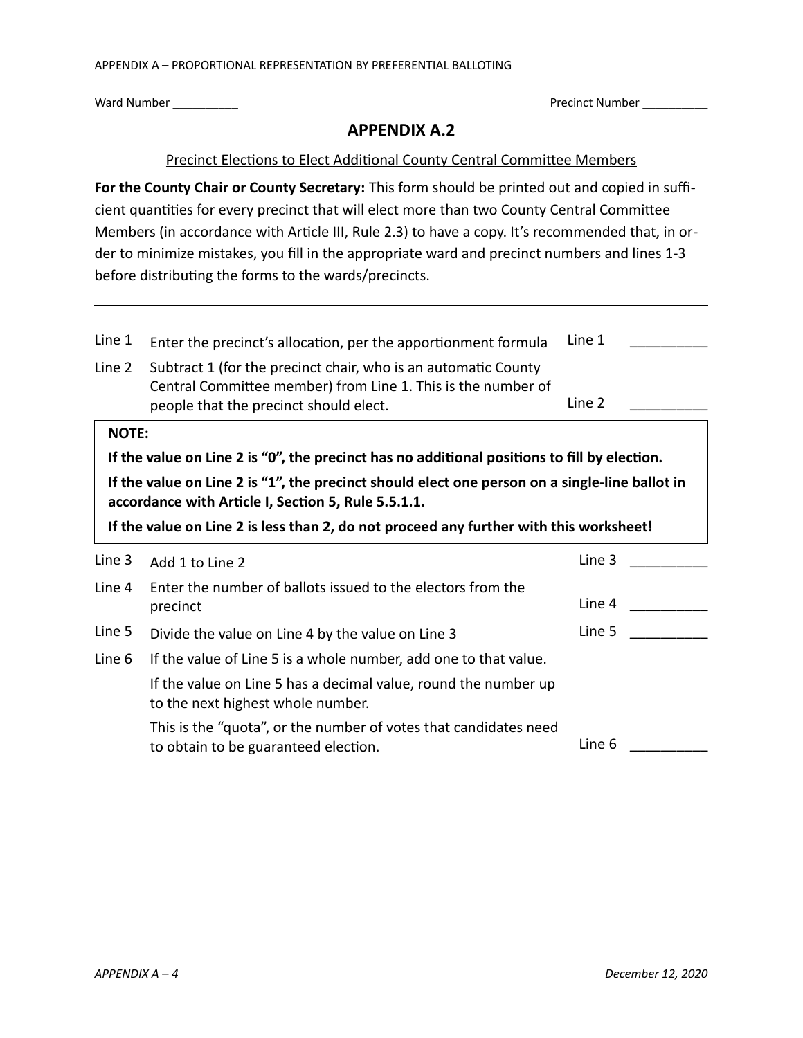Ward Number __________ Precinct Number __________

## APPENDIX A.2

Precinct Elections to Elect Additional County Central Committee Members

**For the County Chair or County Secretary:** This form should be printed out and copied in sufficient quantities for every precinct that will elect more than two County Central Committee Members (in accordance with Article III, Rule 2.3) to have a copy. It's recommended that, in order to minimize mistakes, you fill in the appropriate ward and precinct numbers and lines 1-3 before distributing the forms to the wards/precincts.

---

| | | | |
|---|---|---|---|
| Line 1 | Enter the precinct's allocation, per the apportionment formula | Line 1 | __________ |
| Line 2 | Subtract 1 (for the precinct chair, who is an automatic County Central Committee member) from Line 1. This is the number of people that the precinct should elect. | Line 2 | __________ |

**NOTE:**

**If the value on Line 2 is "0", the precinct has no additional positions to fill by election.**

**If the value on Line 2 is "1", the precinct should elect one person on a single-line ballot in accordance with Article I, Section 5, Rule 5.5.1.1.**

**If the value on Line 2 is less than 2, do not proceed any further with this worksheet!**

| | | | |
|---|---|---|---|
| Line 3 | Add 1 to Line 2 | Line 3 | __________ |
| Line 4 | Enter the number of ballots issued to the electors from the precinct | Line 4 | __________ |
| Line 5 | Divide the value on Line 4 by the value on Line 3 | Line 5 | __________ |
| Line 6 | If the value of Line 5 is a whole number, add one to that value. If the value on Line 5 has a decimal value, round the number up to the next highest whole number. This is the "quota", or the number of votes that candidates need to obtain to be guaranteed election. | Line 6 | __________ |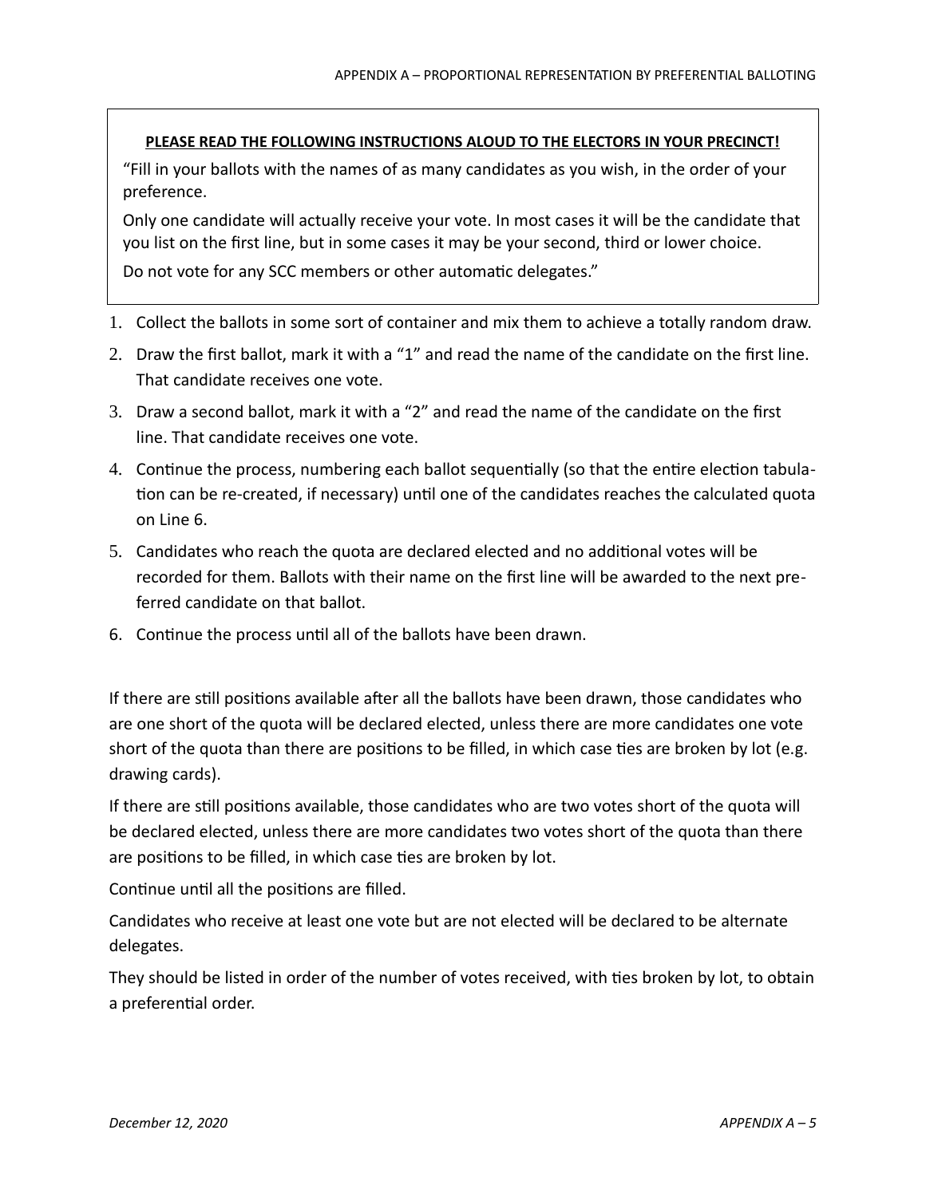**PLEASE READ THE FOLLOWING INSTRUCTIONS ALOUD TO THE ELECTORS IN YOUR PRECINCT!**

"Fill in your ballots with the names of as many candidates as you wish, in the order of your preference.

Only one candidate will actually receive your vote. In most cases it will be the candidate that you list on the first line, but in some cases it may be your second, third or lower choice.

Do not vote for any SCC members or other automatic delegates."

1. Collect the ballots in some sort of container and mix them to achieve a totally random draw.
2. Draw the first ballot, mark it with a "1" and read the name of the candidate on the first line. That candidate receives one vote.
3. Draw a second ballot, mark it with a "2" and read the name of the candidate on the first line. That candidate receives one vote.
4. Continue the process, numbering each ballot sequentially (so that the entire election tabulation can be re-created, if necessary) until one of the candidates reaches the calculated quota on Line 6.
5. Candidates who reach the quota are declared elected and no additional votes will be recorded for them. Ballots with their name on the first line will be awarded to the next preferred candidate on that ballot.
6. Continue the process until all of the ballots have been drawn.

If there are still positions available after all the ballots have been drawn, those candidates who are one short of the quota will be declared elected, unless there are more candidates one vote short of the quota than there are positions to be filled, in which case ties are broken by lot (e.g. drawing cards).

If there are still positions available, those candidates who are two votes short of the quota will be declared elected, unless there are more candidates two votes short of the quota than there are positions to be filled, in which case ties are broken by lot.

Continue until all the positions are filled.

Candidates who receive at least one vote but are not elected will be declared to be alternate delegates.

They should be listed in order of the number of votes received, with ties broken by lot, to obtain a preferential order.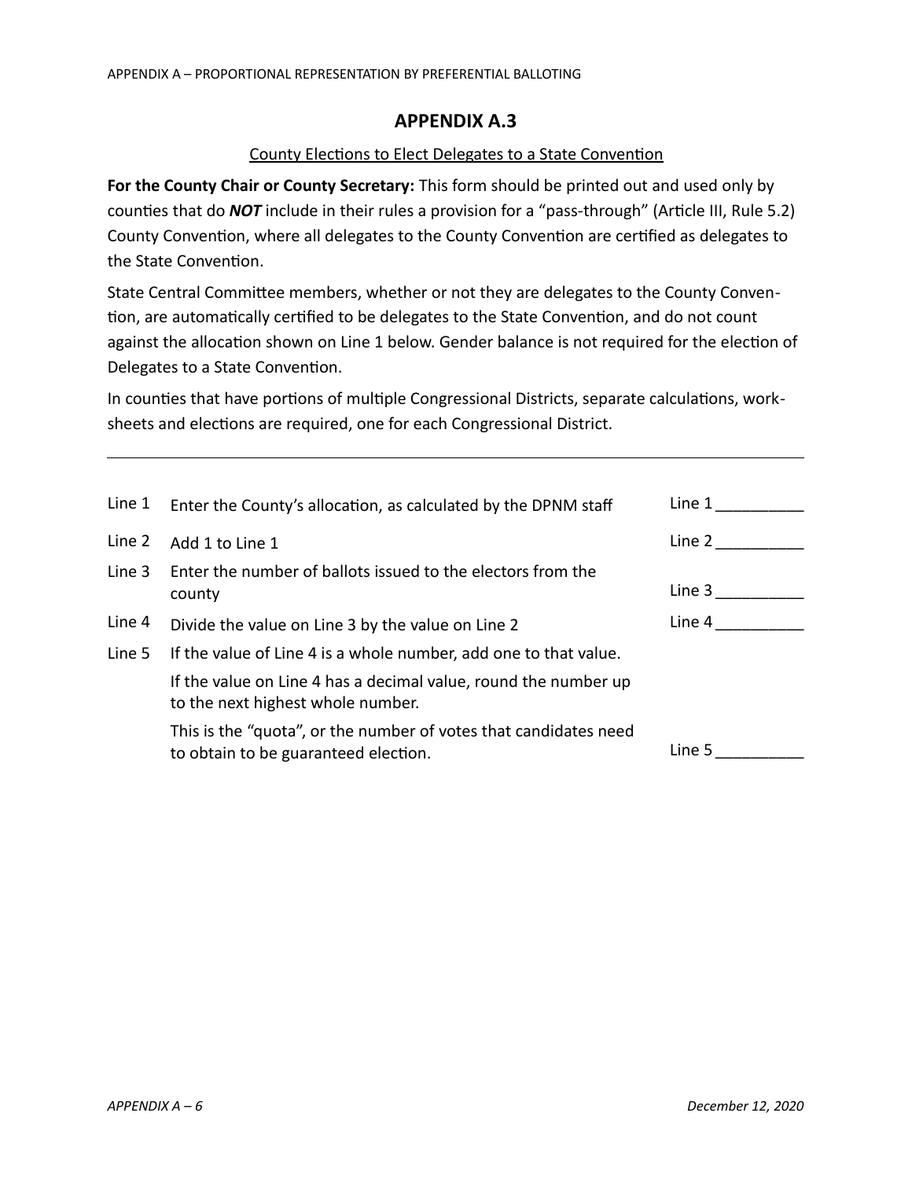## APPENDIX A.3

County Elections to Elect Delegates to a State Convention

**For the County Chair or County Secretary:** This form should be printed out and used only by counties that do ***NOT*** include in their rules a provision for a "pass-through" (Article III, Rule 5.2) County Convention, where all delegates to the County Convention are certified as delegates to the State Convention.

State Central Committee members, whether or not they are delegates to the County Convention, are automatically certified to be delegates to the State Convention, and do not count against the allocation shown on Line 1 below. Gender balance is not required for the election of Delegates to a State Convention.

In counties that have portions of multiple Congressional Districts, separate calculations, worksheets and elections are required, one for each Congressional District.

---

| | | |
|---|---|---|
| Line 1 | Enter the County's allocation, as calculated by the DPNM staff | Line 1 __________ |
| Line 2 | Add 1 to Line 1 | Line 2 __________ |
| Line 3 | Enter the number of ballots issued to the electors from the county | Line 3 __________ |
| Line 4 | Divide the value on Line 3 by the value on Line 2 | Line 4 __________ |
| Line 5 | If the value of Line 4 is a whole number, add one to that value. If the value on Line 4 has a decimal value, round the number up to the next highest whole number. This is the "quota", or the number of votes that candidates need to obtain to be guaranteed election. | Line 5 __________ |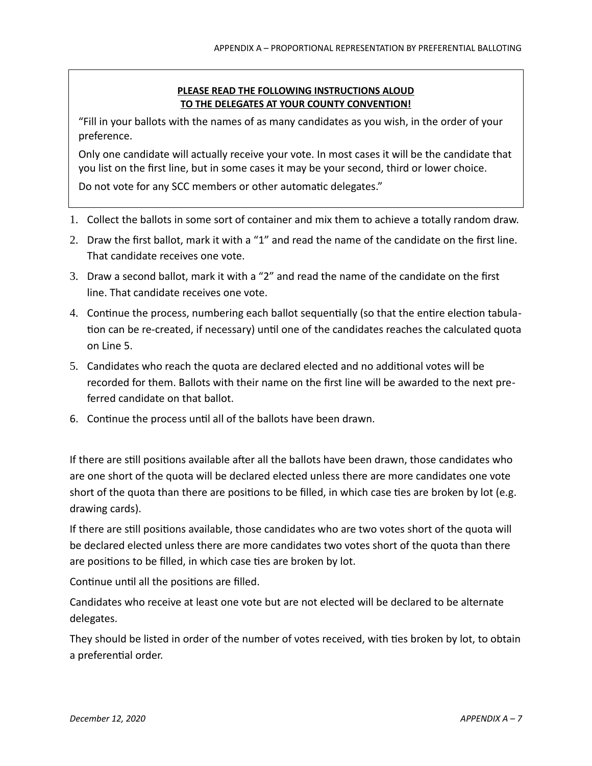**PLEASE READ THE FOLLOWING INSTRUCTIONS ALOUD**
**TO THE DELEGATES AT YOUR COUNTY CONVENTION!**

"Fill in your ballots with the names of as many candidates as you wish, in the order of your preference.

Only one candidate will actually receive your vote. In most cases it will be the candidate that you list on the first line, but in some cases it may be your second, third or lower choice.

Do not vote for any SCC members or other automatic delegates."

1. Collect the ballots in some sort of container and mix them to achieve a totally random draw.
2. Draw the first ballot, mark it with a "1" and read the name of the candidate on the first line. That candidate receives one vote.
3. Draw a second ballot, mark it with a "2" and read the name of the candidate on the first line. That candidate receives one vote.
4. Continue the process, numbering each ballot sequentially (so that the entire election tabulation can be re-created, if necessary) until one of the candidates reaches the calculated quota on Line 5.
5. Candidates who reach the quota are declared elected and no additional votes will be recorded for them. Ballots with their name on the first line will be awarded to the next preferred candidate on that ballot.
6. Continue the process until all of the ballots have been drawn.

If there are still positions available after all the ballots have been drawn, those candidates who are one short of the quota will be declared elected unless there are more candidates one vote short of the quota than there are positions to be filled, in which case ties are broken by lot (e.g. drawing cards).

If there are still positions available, those candidates who are two votes short of the quota will be declared elected unless there are more candidates two votes short of the quota than there are positions to be filled, in which case ties are broken by lot.

Continue until all the positions are filled.

Candidates who receive at least one vote but are not elected will be declared to be alternate delegates.

They should be listed in order of the number of votes received, with ties broken by lot, to obtain a preferential order.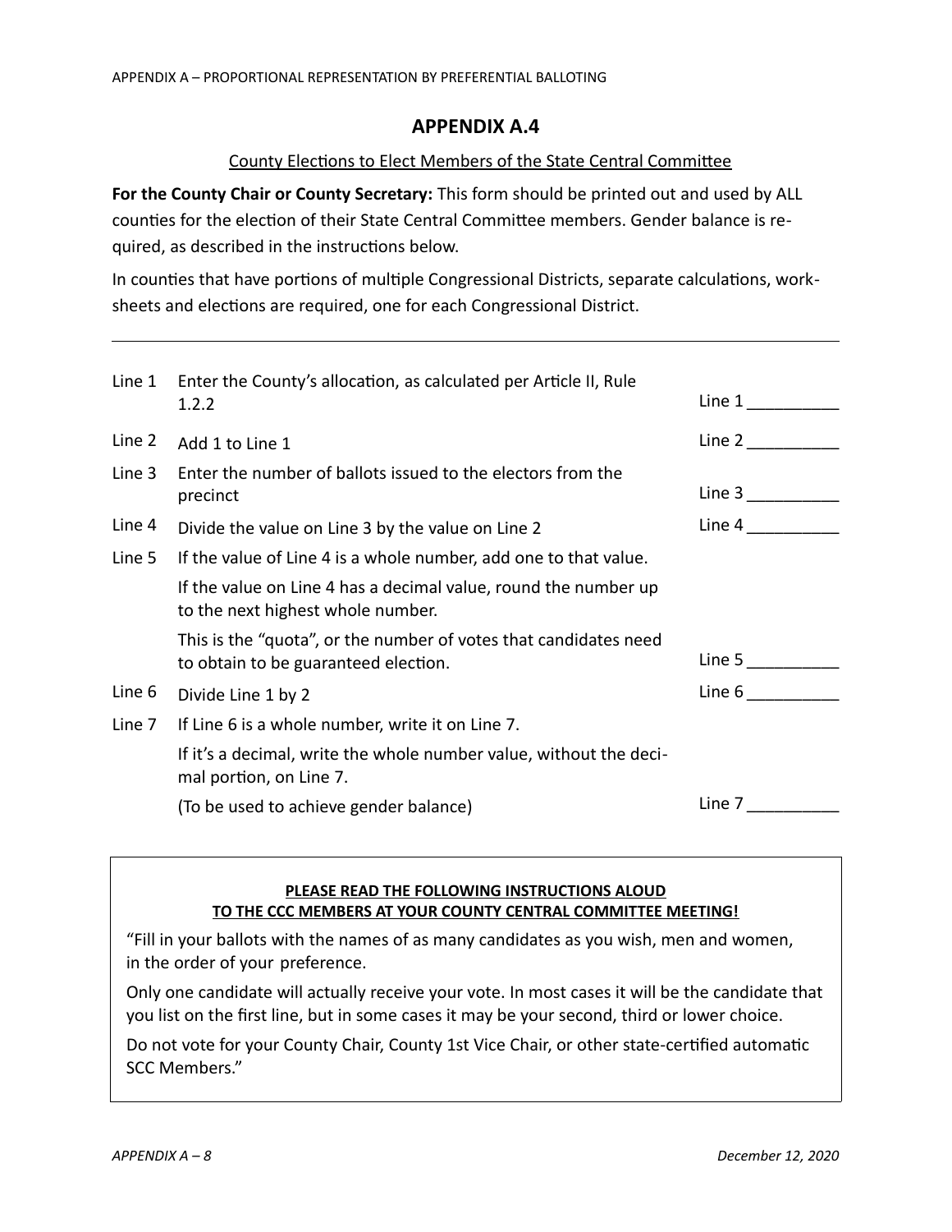## APPENDIX A.4

County Elections to Elect Members of the State Central Committee

**For the County Chair or County Secretary:** This form should be printed out and used by ALL counties for the election of their State Central Committee members. Gender balance is required, as described in the instructions below.

In counties that have portions of multiple Congressional Districts, separate calculations, worksheets and elections are required, one for each Congressional District.

---

| | | |
|---|---|---|
| Line 1 | Enter the County's allocation, as calculated per Article II, Rule 1.2.2 | Line 1 __________ |
| Line 2 | Add 1 to Line 1 | Line 2 __________ |
| Line 3 | Enter the number of ballots issued to the electors from the precinct | Line 3 __________ |
| Line 4 | Divide the value on Line 3 by the value on Line 2 | Line 4 __________ |
| Line 5 | If the value of Line 4 is a whole number, add one to that value. <br> If the value on Line 4 has a decimal value, round the number up to the next highest whole number. <br> This is the "quota", or the number of votes that candidates need to obtain to be guaranteed election. | Line 5 __________ |
| Line 6 | Divide Line 1 by 2 | Line 6 __________ |
| Line 7 | If Line 6 is a whole number, write it on Line 7. <br> If it's a decimal, write the whole number value, without the decimal portion, on Line 7. <br> (To be used to achieve gender balance) | Line 7 __________ |

**PLEASE READ THE FOLLOWING INSTRUCTIONS ALOUD TO THE CCC MEMBERS AT YOUR COUNTY CENTRAL COMMITTEE MEETING!**

"Fill in your ballots with the names of as many candidates as you wish, men and women, in the order of your preference.

Only one candidate will actually receive your vote. In most cases it will be the candidate that you list on the first line, but in some cases it may be your second, third or lower choice.

Do not vote for your County Chair, County 1st Vice Chair, or other state-certified automatic SCC Members."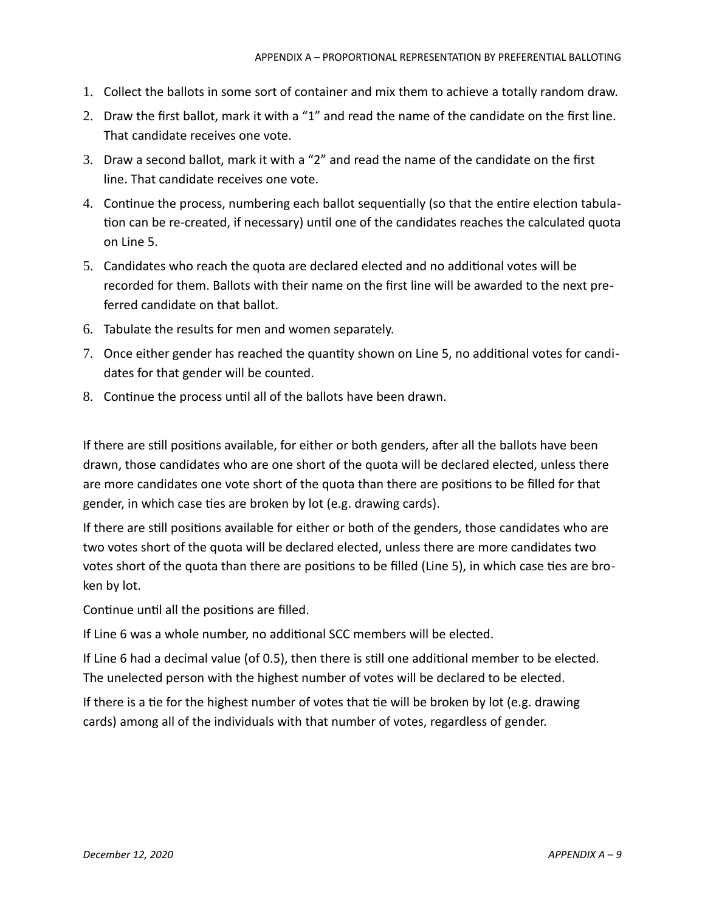1. Collect the ballots in some sort of container and mix them to achieve a totally random draw.
2. Draw the first ballot, mark it with a "1" and read the name of the candidate on the first line. That candidate receives one vote.
3. Draw a second ballot, mark it with a "2" and read the name of the candidate on the first line. That candidate receives one vote.
4. Continue the process, numbering each ballot sequentially (so that the entire election tabulation can be re-created, if necessary) until one of the candidates reaches the calculated quota on Line 5.
5. Candidates who reach the quota are declared elected and no additional votes will be recorded for them. Ballots with their name on the first line will be awarded to the next preferred candidate on that ballot.
6. Tabulate the results for men and women separately.
7. Once either gender has reached the quantity shown on Line 5, no additional votes for candidates for that gender will be counted.
8. Continue the process until all of the ballots have been drawn.

If there are still positions available, for either or both genders, after all the ballots have been drawn, those candidates who are one short of the quota will be declared elected, unless there are more candidates one vote short of the quota than there are positions to be filled for that gender, in which case ties are broken by lot (e.g. drawing cards).

If there are still positions available for either or both of the genders, those candidates who are two votes short of the quota will be declared elected, unless there are more candidates two votes short of the quota than there are positions to be filled (Line 5), in which case ties are broken by lot.

Continue until all the positions are filled.

If Line 6 was a whole number, no additional SCC members will be elected.

If Line 6 had a decimal value (of 0.5), then there is still one additional member to be elected. The unelected person with the highest number of votes will be declared to be elected.

If there is a tie for the highest number of votes that tie will be broken by lot (e.g. drawing cards) among all of the individuals with that number of votes, regardless of gender.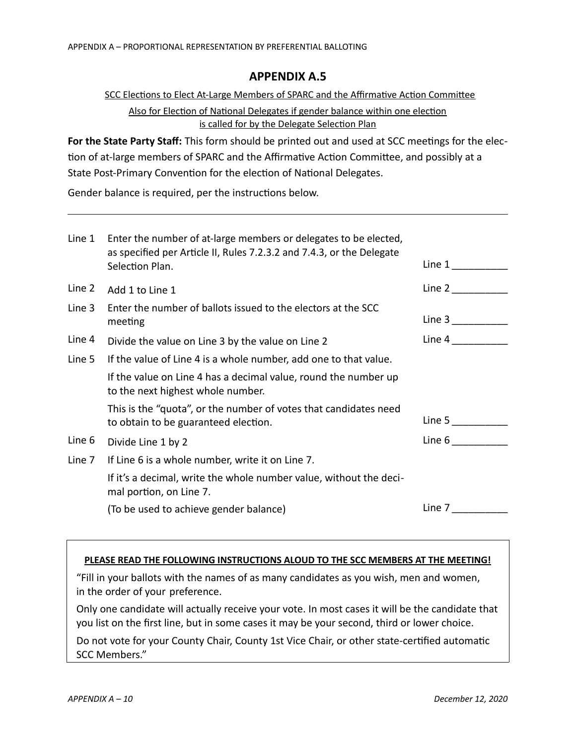## APPENDIX A.5

SCC Elections to Elect At-Large Members of SPARC and the Affirmative Action Committee

Also for Election of National Delegates if gender balance within one election is called for by the Delegate Selection Plan

**For the State Party Staff:** This form should be printed out and used at SCC meetings for the election of at-large members of SPARC and the Affirmative Action Committee, and possibly at a State Post-Primary Convention for the election of National Delegates.

Gender balance is required, per the instructions below.

---

| | | |
|---|---|---|
| Line 1 | Enter the number of at-large members or delegates to be elected, as specified per Article II, Rules 7.2.3.2 and 7.4.3, or the Delegate Selection Plan. | Line 1 __________ |
| Line 2 | Add 1 to Line 1 | Line 2 __________ |
| Line 3 | Enter the number of ballots issued to the electors at the SCC meeting | Line 3 __________ |
| Line 4 | Divide the value on Line 3 by the value on Line 2 | Line 4 __________ |
| Line 5 | If the value of Line 4 is a whole number, add one to that value. If the value on Line 4 has a decimal value, round the number up to the next highest whole number. This is the "quota", or the number of votes that candidates need to obtain to be guaranteed election. | Line 5 __________ |
| Line 6 | Divide Line 1 by 2 | Line 6 __________ |
| Line 7 | If Line 6 is a whole number, write it on Line 7. If it's a decimal, write the whole number value, without the decimal portion, on Line 7. (To be used to achieve gender balance) | Line 7 __________ |

**PLEASE READ THE FOLLOWING INSTRUCTIONS ALOUD TO THE SCC MEMBERS AT THE MEETING!**

"Fill in your ballots with the names of as many candidates as you wish, men and women, in the order of your preference.

Only one candidate will actually receive your vote. In most cases it will be the candidate that you list on the first line, but in some cases it may be your second, third or lower choice.

Do not vote for your County Chair, County 1st Vice Chair, or other state-certified automatic SCC Members."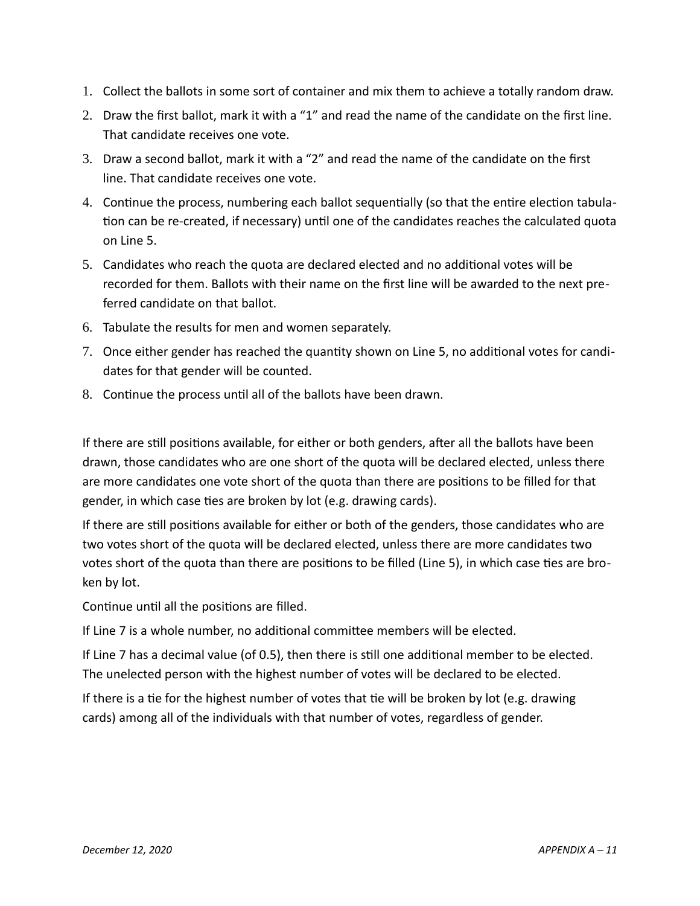1. Collect the ballots in some sort of container and mix them to achieve a totally random draw.
2. Draw the first ballot, mark it with a "1" and read the name of the candidate on the first line. That candidate receives one vote.
3. Draw a second ballot, mark it with a "2" and read the name of the candidate on the first line. That candidate receives one vote.
4. Continue the process, numbering each ballot sequentially (so that the entire election tabulation can be re-created, if necessary) until one of the candidates reaches the calculated quota on Line 5.
5. Candidates who reach the quota are declared elected and no additional votes will be recorded for them. Ballots with their name on the first line will be awarded to the next preferred candidate on that ballot.
6. Tabulate the results for men and women separately.
7. Once either gender has reached the quantity shown on Line 5, no additional votes for candidates for that gender will be counted.
8. Continue the process until all of the ballots have been drawn.

If there are still positions available, for either or both genders, after all the ballots have been drawn, those candidates who are one short of the quota will be declared elected, unless there are more candidates one vote short of the quota than there are positions to be filled for that gender, in which case ties are broken by lot (e.g. drawing cards).

If there are still positions available for either or both of the genders, those candidates who are two votes short of the quota will be declared elected, unless there are more candidates two votes short of the quota than there are positions to be filled (Line 5), in which case ties are broken by lot.

Continue until all the positions are filled.

If Line 7 is a whole number, no additional committee members will be elected.

If Line 7 has a decimal value (of 0.5), then there is still one additional member to be elected. The unelected person with the highest number of votes will be declared to be elected.

If there is a tie for the highest number of votes that tie will be broken by lot (e.g. drawing cards) among all of the individuals with that number of votes, regardless of gender.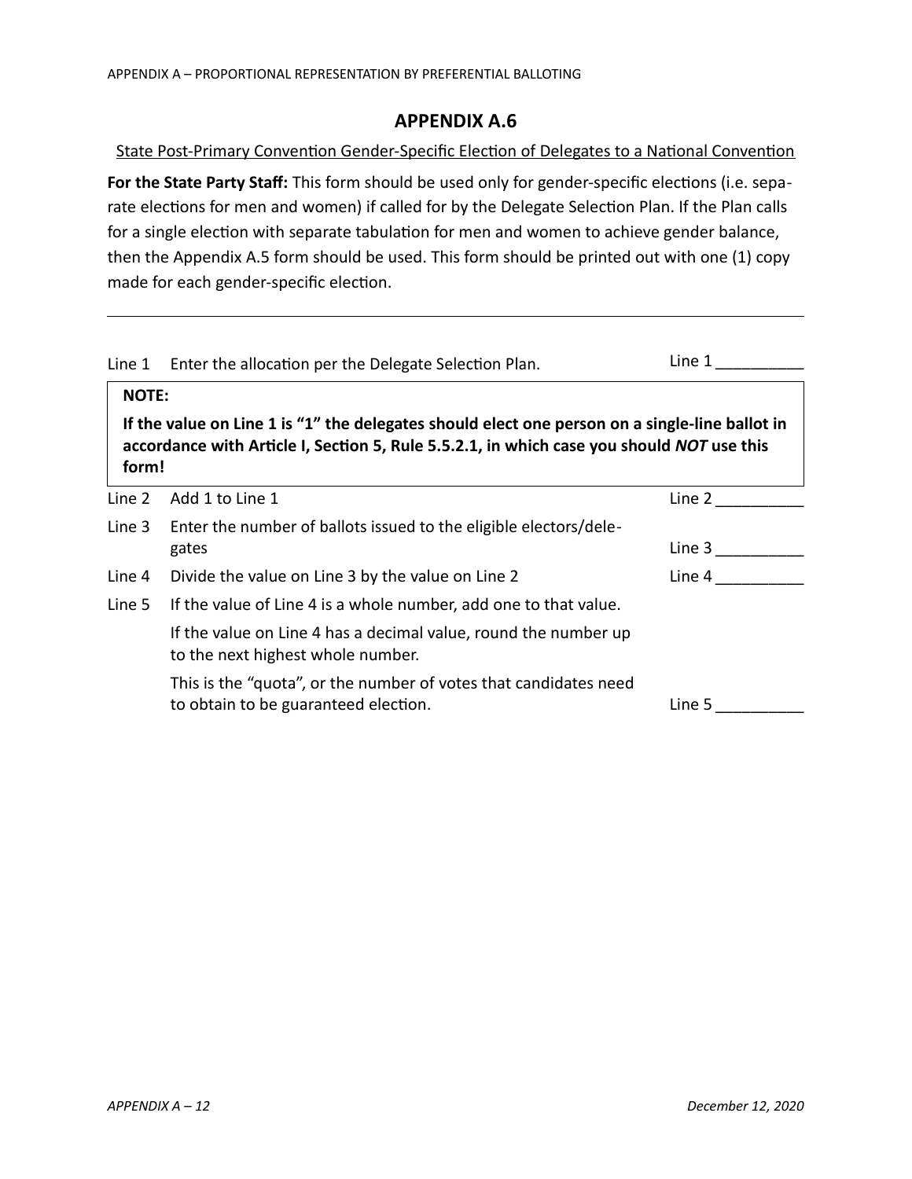## APPENDIX A.6

State Post-Primary Convention Gender-Specific Election of Delegates to a National Convention

**For the State Party Staff:** This form should be used only for gender-specific elections (i.e. separate elections for men and women) if called for by the Delegate Selection Plan. If the Plan calls for a single election with separate tabulation for men and women to achieve gender balance, then the Appendix A.5 form should be used. This form should be printed out with one (1) copy made for each gender-specific election.

---

| | | |
|---|---|---|
| Line 1 | Enter the allocation per the Delegate Selection Plan. | Line 1 __________ |

> **NOTE:**
>
> **If the value on Line 1 is "1" the delegates should elect one person on a single-line ballot in accordance with Article I, Section 5, Rule 5.5.2.1, in which case you should *NOT* use this form!**

| | | |
|---|---|---|
| Line 2 | Add 1 to Line 1 | Line 2 __________ |
| Line 3 | Enter the number of ballots issued to the eligible electors/delegates | Line 3 __________ |
| Line 4 | Divide the value on Line 3 by the value on Line 2 | Line 4 __________ |
| Line 5 | If the value of Line 4 is a whole number, add one to that value.<br><br>If the value on Line 4 has a decimal value, round the number up to the next highest whole number.<br><br>This is the "quota", or the number of votes that candidates need to obtain to be guaranteed election. | Line 5 __________ |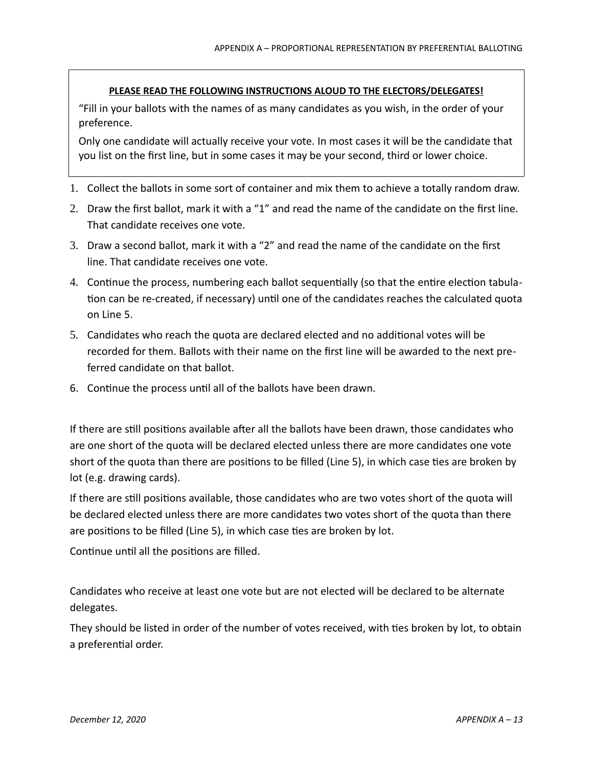**PLEASE READ THE FOLLOWING INSTRUCTIONS ALOUD TO THE ELECTORS/DELEGATES!**

"Fill in your ballots with the names of as many candidates as you wish, in the order of your preference.

Only one candidate will actually receive your vote. In most cases it will be the candidate that you list on the first line, but in some cases it may be your second, third or lower choice.

1. Collect the ballots in some sort of container and mix them to achieve a totally random draw.
2. Draw the first ballot, mark it with a "1" and read the name of the candidate on the first line. That candidate receives one vote.
3. Draw a second ballot, mark it with a "2" and read the name of the candidate on the first line. That candidate receives one vote.
4. Continue the process, numbering each ballot sequentially (so that the entire election tabulation can be re-created, if necessary) until one of the candidates reaches the calculated quota on Line 5.
5. Candidates who reach the quota are declared elected and no additional votes will be recorded for them. Ballots with their name on the first line will be awarded to the next preferred candidate on that ballot.
6. Continue the process until all of the ballots have been drawn.

If there are still positions available after all the ballots have been drawn, those candidates who are one short of the quota will be declared elected unless there are more candidates one vote short of the quota than there are positions to be filled (Line 5), in which case ties are broken by lot (e.g. drawing cards).

If there are still positions available, those candidates who are two votes short of the quota will be declared elected unless there are more candidates two votes short of the quota than there are positions to be filled (Line 5), in which case ties are broken by lot.

Continue until all the positions are filled.

Candidates who receive at least one vote but are not elected will be declared to be alternate delegates.

They should be listed in order of the number of votes received, with ties broken by lot, to obtain a preferential order.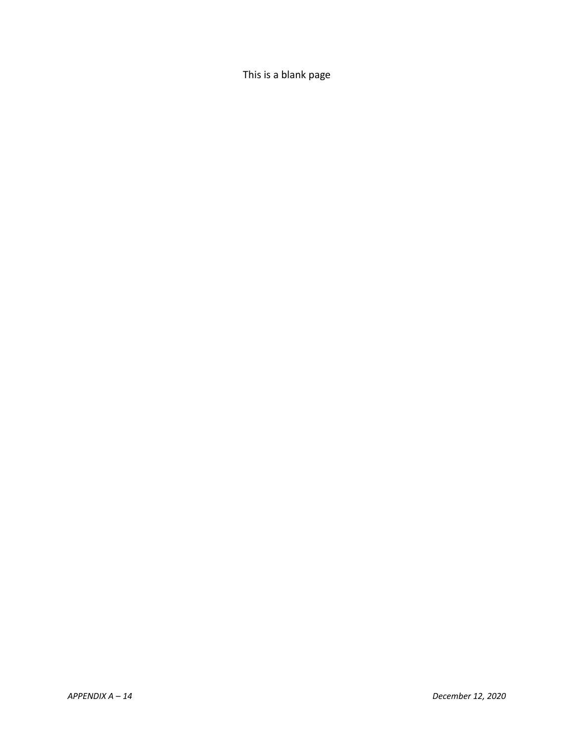This is a blank page